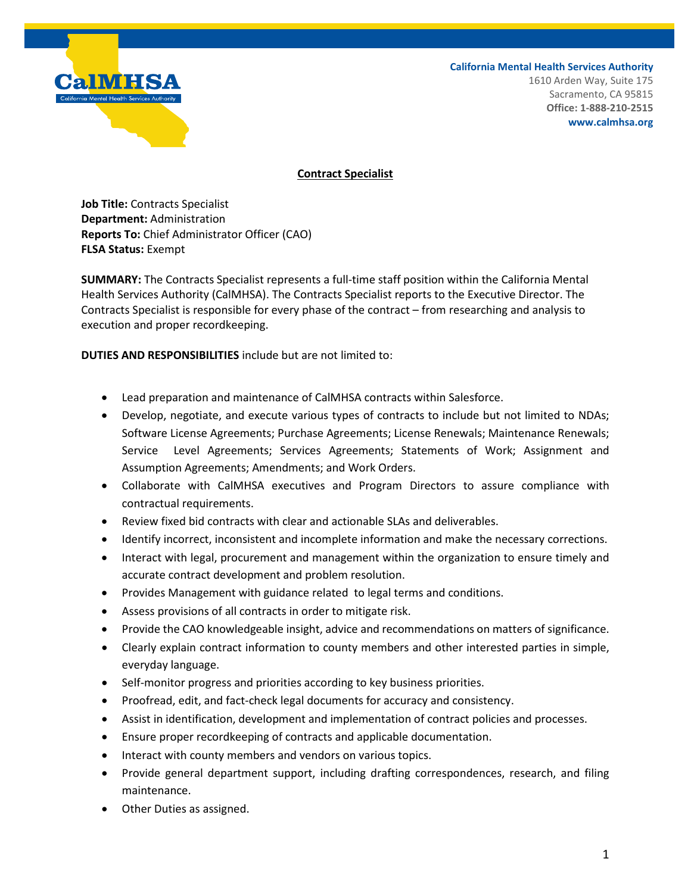California Mental Health Services Authority
1610 Arden Way, Suite 175
Sacramento, CA 95815
**Office: 1-888-210-2515**
**www.calmhsa.org**

# Contract Specialist

**Job Title:** Contracts Specialist
**Department:** Administration
**Reports To:** Chief Administrator Officer (CAO)
**FLSA Status:** Exempt

**SUMMARY:** The Contracts Specialist represents a full-time staff position within the California Mental Health Services Authority (CalMHSA). The Contracts Specialist reports to the Executive Director. The Contracts Specialist is responsible for every phase of the contract – from researching and analysis to execution and proper recordkeeping.

**DUTIES AND RESPONSIBILITIES** include but are not limited to:

- Lead preparation and maintenance of CalMHSA contracts within Salesforce.
- Develop, negotiate, and execute various types of contracts to include but not limited to NDAs; Software License Agreements; Purchase Agreements; License Renewals; Maintenance Renewals; Service Level Agreements; Services Agreements; Statements of Work; Assignment and Assumption Agreements; Amendments; and Work Orders.
- Collaborate with CalMHSA executives and Program Directors to assure compliance with contractual requirements.
- Review fixed bid contracts with clear and actionable SLAs and deliverables.
- Identify incorrect, inconsistent and incomplete information and make the necessary corrections.
- Interact with legal, procurement and management within the organization to ensure timely and accurate contract development and problem resolution.
- Provides Management with guidance related to legal terms and conditions.
- Assess provisions of all contracts in order to mitigate risk.
- Provide the CAO knowledgeable insight, advice and recommendations on matters of significance.
- Clearly explain contract information to county members and other interested parties in simple, everyday language.
- Self-monitor progress and priorities according to key business priorities.
- Proofread, edit, and fact-check legal documents for accuracy and consistency.
- Assist in identification, development and implementation of contract policies and processes.
- Ensure proper recordkeeping of contracts and applicable documentation.
- Interact with county members and vendors on various topics.
- Provide general department support, including drafting correspondences, research, and filing maintenance.
- Other Duties as assigned.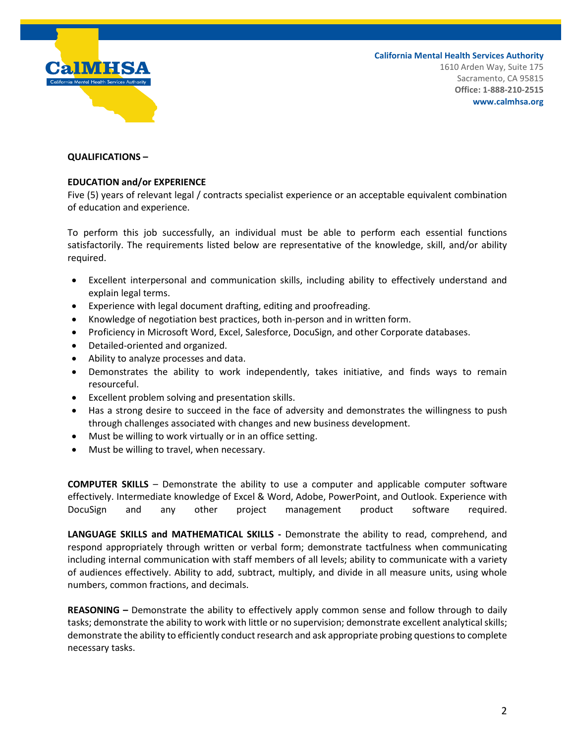**QUALIFICATIONS –**

**EDUCATION and/or EXPERIENCE**

Five (5) years of relevant legal / contracts specialist experience or an acceptable equivalent combination of education and experience.

To perform this job successfully, an individual must be able to perform each essential functions satisfactorily. The requirements listed below are representative of the knowledge, skill, and/or ability required.

- Excellent interpersonal and communication skills, including ability to effectively understand and explain legal terms.
- Experience with legal document drafting, editing and proofreading.
- Knowledge of negotiation best practices, both in-person and in written form.
- Proficiency in Microsoft Word, Excel, Salesforce, DocuSign, and other Corporate databases.
- Detailed-oriented and organized.
- Ability to analyze processes and data.
- Demonstrates the ability to work independently, takes initiative, and finds ways to remain resourceful.
- Excellent problem solving and presentation skills.
- Has a strong desire to succeed in the face of adversity and demonstrates the willingness to push through challenges associated with changes and new business development.
- Must be willing to work virtually or in an office setting.
- Must be willing to travel, when necessary.

**COMPUTER SKILLS** – Demonstrate the ability to use a computer and applicable computer software effectively. Intermediate knowledge of Excel & Word, Adobe, PowerPoint, and Outlook. Experience with DocuSign and any other project management product software required.

**LANGUAGE SKILLS and MATHEMATICAL SKILLS -** Demonstrate the ability to read, comprehend, and respond appropriately through written or verbal form; demonstrate tactfulness when communicating including internal communication with staff members of all levels; ability to communicate with a variety of audiences effectively. Ability to add, subtract, multiply, and divide in all measure units, using whole numbers, common fractions, and decimals.

**REASONING –** Demonstrate the ability to effectively apply common sense and follow through to daily tasks; demonstrate the ability to work with little or no supervision; demonstrate excellent analytical skills; demonstrate the ability to efficiently conduct research and ask appropriate probing questions to complete necessary tasks.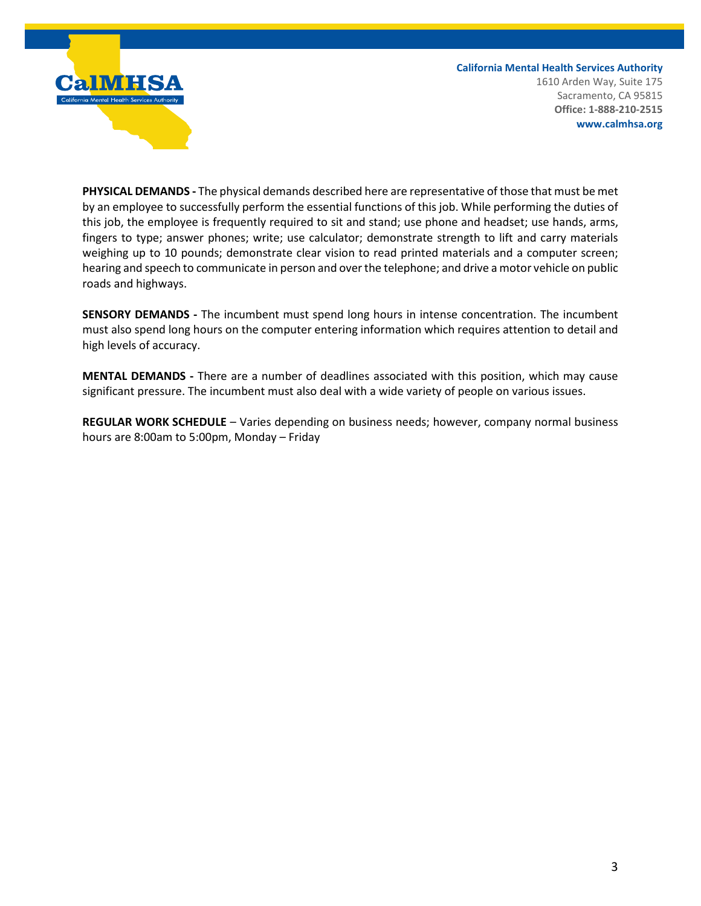**PHYSICAL DEMANDS -** The physical demands described here are representative of those that must be met by an employee to successfully perform the essential functions of this job. While performing the duties of this job, the employee is frequently required to sit and stand; use phone and headset; use hands, arms, fingers to type; answer phones; write; use calculator; demonstrate strength to lift and carry materials weighing up to 10 pounds; demonstrate clear vision to read printed materials and a computer screen; hearing and speech to communicate in person and over the telephone; and drive a motor vehicle on public roads and highways.

**SENSORY DEMANDS -** The incumbent must spend long hours in intense concentration. The incumbent must also spend long hours on the computer entering information which requires attention to detail and high levels of accuracy.

**MENTAL DEMANDS -** There are a number of deadlines associated with this position, which may cause significant pressure. The incumbent must also deal with a wide variety of people on various issues.

**REGULAR WORK SCHEDULE** – Varies depending on business needs; however, company normal business hours are 8:00am to 5:00pm, Monday – Friday